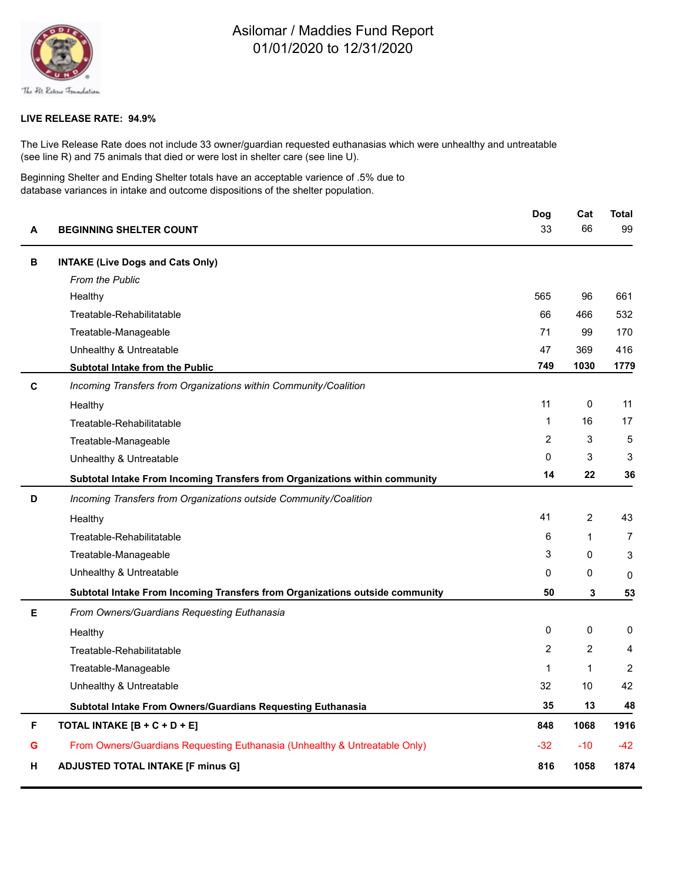# Asilomar / Maddies Fund Report
## 01/01/2020 to 12/31/2020

**LIVE RELEASE RATE: 94.9%**

The Live Release Rate does not include 33 owner/guardian requested euthanasias which were unhealthy and untreatable (see line R) and 75 animals that died or were lost in shelter care (see line U).

Beginning Shelter and Ending Shelter totals have an acceptable varience of .5% due to database variances in intake and outcome dispositions of the shelter population.

| | | Dog | Cat | Total |
|---|---|---|---|---|
| A | **BEGINNING SHELTER COUNT** | 33 | 66 | 99 |
| B | **INTAKE (Live Dogs and Cats Only)** | | | |
| | *From the Public* | | | |
| | Healthy | 565 | 96 | 661 |
| | Treatable-Rehabilitatable | 66 | 466 | 532 |
| | Treatable-Manageable | 71 | 99 | 170 |
| | Unhealthy & Untreatable | 47 | 369 | 416 |
| | **Subtotal Intake from the Public** | **749** | **1030** | **1779** |
| C | *Incoming Transfers from Organizations within Community/Coalition* | | | |
| | Healthy | 11 | 0 | 11 |
| | Treatable-Rehabilitatable | 1 | 16 | 17 |
| | Treatable-Manageable | 2 | 3 | 5 |
| | Unhealthy & Untreatable | 0 | 3 | 3 |
| | **Subtotal Intake From Incoming Transfers from Organizations within community** | **14** | **22** | **36** |
| D | *Incoming Transfers from Organizations outside Community/Coalition* | | | |
| | Healthy | 41 | 2 | 43 |
| | Treatable-Rehabilitatable | 6 | 1 | 7 |
| | Treatable-Manageable | 3 | 0 | 3 |
| | Unhealthy & Untreatable | 0 | 0 | 0 |
| | **Subtotal Intake From Incoming Transfers from Organizations outside community** | **50** | **3** | **53** |
| E | *From Owners/Guardians Requesting Euthanasia* | | | |
| | Healthy | 0 | 0 | 0 |
| | Treatable-Rehabilitatable | 2 | 2 | 4 |
| | Treatable-Manageable | 1 | 1 | 2 |
| | Unhealthy & Untreatable | 32 | 10 | 42 |
| | **Subtotal Intake From Owners/Guardians Requesting Euthanasia** | **35** | **13** | **48** |
| F | **TOTAL INTAKE [B + C + D + E]** | **848** | **1068** | **1916** |
| G | From Owners/Guardians Requesting Euthanasia (Unhealthy & Untreatable Only) | -32 | -10 | -42 |
| H | **ADJUSTED TOTAL INTAKE [F minus G]** | **816** | **1058** | **1874** |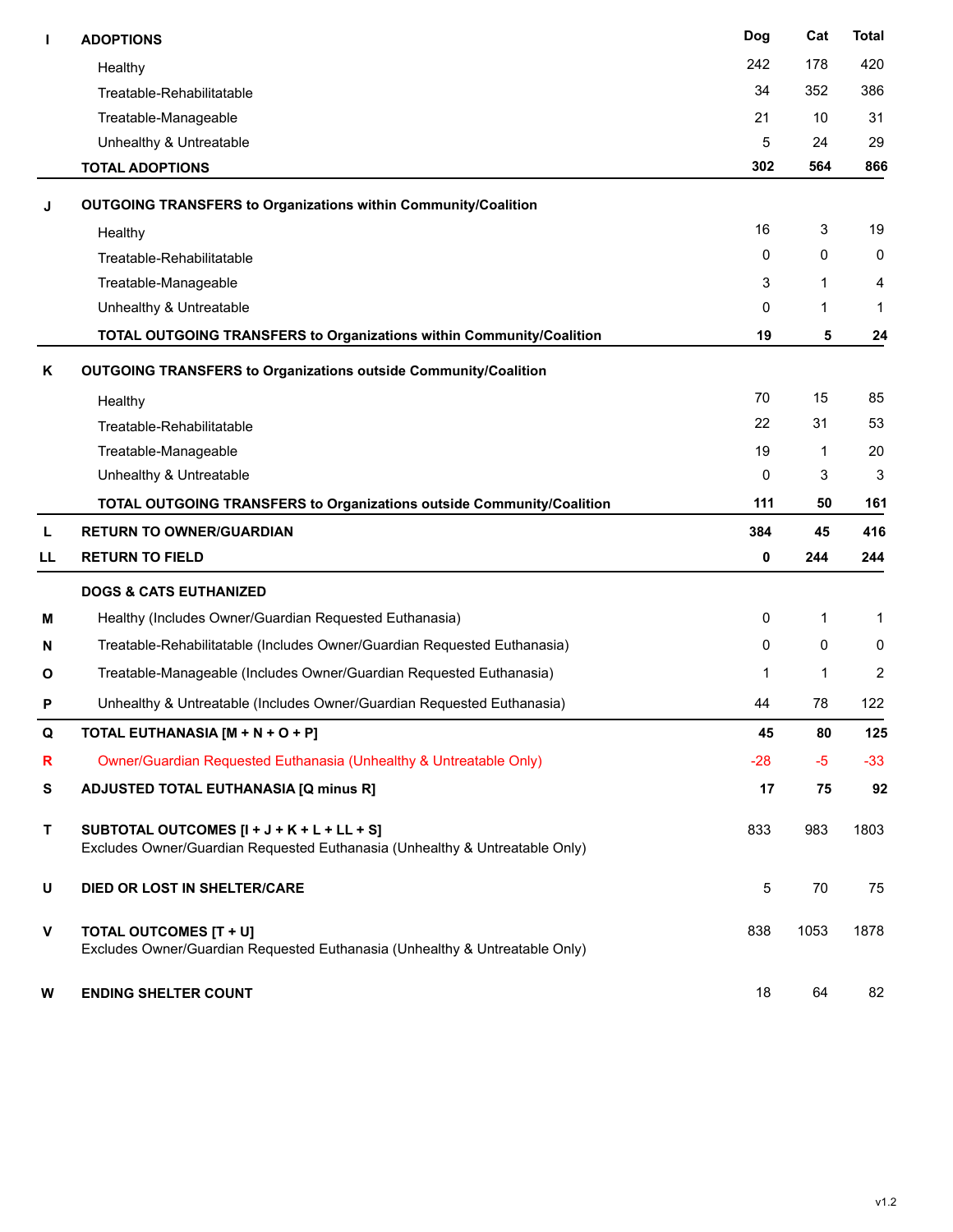| | | Dog | Cat | Total |
|---|---|---|---|---|
| **I** | **ADOPTIONS** | | | |
| | Healthy | 242 | 178 | 420 |
| | Treatable-Rehabilitatable | 34 | 352 | 386 |
| | Treatable-Manageable | 21 | 10 | 31 |
| | Unhealthy & Untreatable | 5 | 24 | 29 |
| | **TOTAL ADOPTIONS** | **302** | **564** | **866** |
| **J** | **OUTGOING TRANSFERS to Organizations within Community/Coalition** | | | |
| | Healthy | 16 | 3 | 19 |
| | Treatable-Rehabilitatable | 0 | 0 | 0 |
| | Treatable-Manageable | 3 | 1 | 4 |
| | Unhealthy & Untreatable | 0 | 1 | 1 |
| | **TOTAL OUTGOING TRANSFERS to Organizations within Community/Coalition** | **19** | **5** | **24** |
| **K** | **OUTGOING TRANSFERS to Organizations outside Community/Coalition** | | | |
| | Healthy | 70 | 15 | 85 |
| | Treatable-Rehabilitatable | 22 | 31 | 53 |
| | Treatable-Manageable | 19 | 1 | 20 |
| | Unhealthy & Untreatable | 0 | 3 | 3 |
| | **TOTAL OUTGOING TRANSFERS to Organizations outside Community/Coalition** | **111** | **50** | **161** |
| **L** | **RETURN TO OWNER/GUARDIAN** | **384** | **45** | **416** |
| **LL** | **RETURN TO FIELD** | **0** | **244** | **244** |
| | **DOGS & CATS EUTHANIZED** | | | |
| **M** | Healthy (Includes Owner/Guardian Requested Euthanasia) | 0 | 1 | 1 |
| **N** | Treatable-Rehabilitatable (Includes Owner/Guardian Requested Euthanasia) | 0 | 0 | 0 |
| **O** | Treatable-Manageable (Includes Owner/Guardian Requested Euthanasia) | 1 | 1 | 2 |
| **P** | Unhealthy & Untreatable (Includes Owner/Guardian Requested Euthanasia) | 44 | 78 | 122 |
| **Q** | **TOTAL EUTHANASIA [M + N + O + P]** | **45** | **80** | **125** |
| **R** | Owner/Guardian Requested Euthanasia (Unhealthy & Untreatable Only) | -28 | -5 | -33 |
| **S** | **ADJUSTED TOTAL EUTHANASIA [Q minus R]** | **17** | **75** | **92** |
| **T** | **SUBTOTAL OUTCOMES [I + J + K + L + LL + S]** Excludes Owner/Guardian Requested Euthanasia (Unhealthy & Untreatable Only) | 833 | 983 | 1803 |
| **U** | **DIED OR LOST IN SHELTER/CARE** | 5 | 70 | 75 |
| **V** | **TOTAL OUTCOMES [T + U]** Excludes Owner/Guardian Requested Euthanasia (Unhealthy & Untreatable Only) | 838 | 1053 | 1878 |
| **W** | **ENDING SHELTER COUNT** | 18 | 64 | 82 |

v1.2